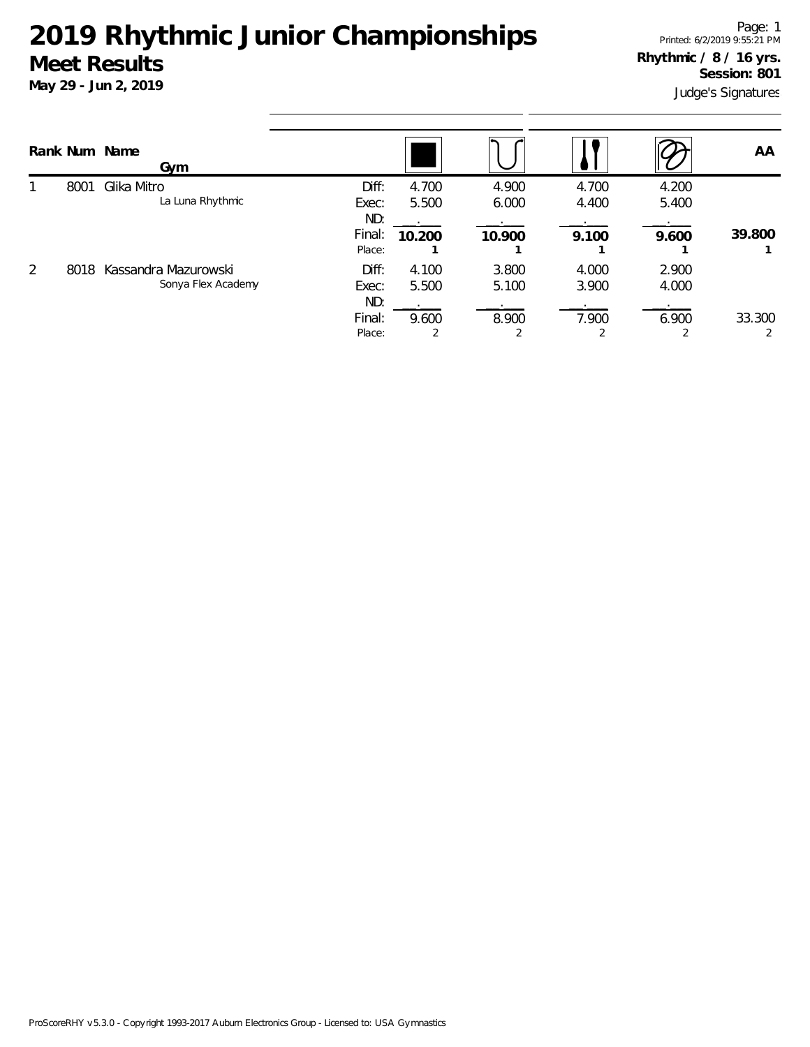# 2019 Rhythmic Junior Championships

## Meet Results

**May 29 - Jun 2, 2019**

Page: 1
Printed: 6/2/2019 9:55:21 PM

**Rhythmic / 8 / 16 yrs.**
**Session: 801**

Judge's Signatures

| Rank | Num | Name / Gym | | Rope | Hoop | Clubs | Ribbon | AA |
|---|---|---|---|---|---|---|---|---|
| 1 | 8001 | Glika Mitro | Diff: | 4.700 | 4.900 | 4.700 | 4.200 | |
| | | La Luna Rhythmic | Exec: | 5.500 | 6.000 | 4.400 | 5.400 | |
| | | | ND: | . | . | . | . | |
| | | | Final: | **10.200** | **10.900** | **9.100** | **9.600** | **39.800** |
| | | | Place: | **1** | **1** | **1** | **1** | **1** |
| 2 | 8018 | Kassandra Mazurowski | Diff: | 4.100 | 3.800 | 4.000 | 2.900 | |
| | | Sonya Flex Academy | Exec: | 5.500 | 5.100 | 3.900 | 4.000 | |
| | | | ND: | . | . | . | . | |
| | | | Final: | 9.600 | 8.900 | 7.900 | 6.900 | 33.300 |
| | | | Place: | 2 | 2 | 2 | 2 | 2 |

ProScoreRHY v5.3.0 - Copyright 1993-2017 Auburn Electronics Group - Licensed to: USA Gymnastics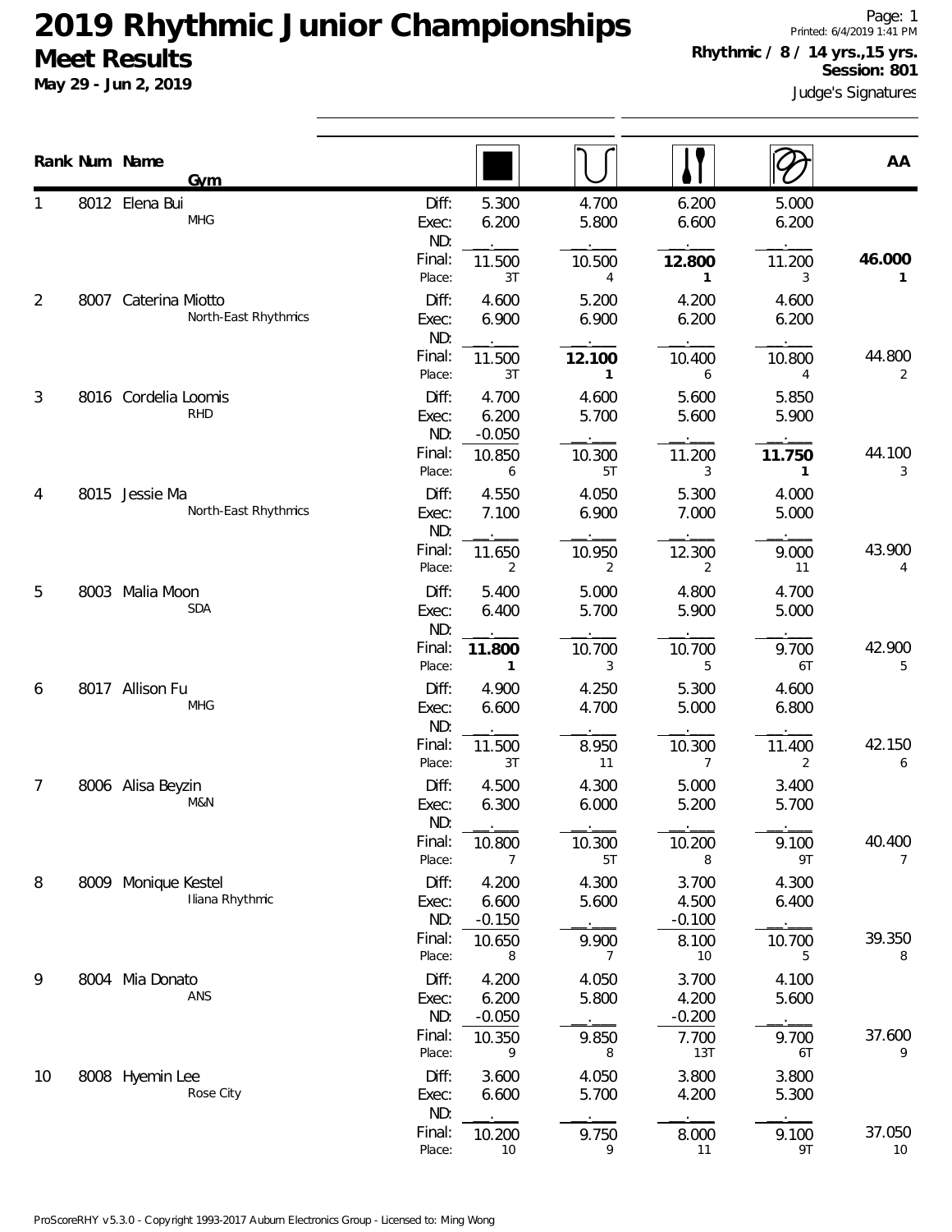# 2019 Rhythmic Junior Championships

## Meet Results

**May 29 - Jun 2, 2019**

Page: 1
Printed: 6/4/2019 1:41 PM

**Rhythmic / 8 / 14 yrs.,15 yrs.**
**Session: 801**

Judge's Signatures

| Rank | Num | Name / Gym | | Apparatus 1 | Apparatus 2 | Apparatus 3 | Apparatus 4 | AA |
|---|---|---|---|---|---|---|---|---|
| 1 | 8012 | Elena Bui | Diff: | 5.300 | 4.700 | 6.200 | 5.000 | |
| | | MHG | Exec: | 6.200 | 5.800 | 6.600 | 6.200 | |
| | | | ND: | | | | | |
| | | | Final: | 11.500 | 10.500 | **12.800** | 11.200 | **46.000** |
| | | | Place: | 3T | 4 | **1** | 3 | **1** |
| 2 | 8007 | Caterina Miotto | Diff: | 4.600 | 5.200 | 4.200 | 4.600 | |
| | | North-East Rhythmics | Exec: | 6.900 | 6.900 | 6.200 | 6.200 | |
| | | | ND: | | | | | |
| | | | Final: | 11.500 | **12.100** | 10.400 | 10.800 | 44.800 |
| | | | Place: | 3T | **1** | 6 | 4 | 2 |
| 3 | 8016 | Cordelia Loomis | Diff: | 4.700 | 4.600 | 5.600 | 5.850 | |
| | | RHD | Exec: | 6.200 | 5.700 | 5.600 | 5.900 | |
| | | | ND: | -0.050 | | | | |
| | | | Final: | 10.850 | 10.300 | 11.200 | **11.750** | 44.100 |
| | | | Place: | 6 | 5T | 3 | **1** | 3 |
| 4 | 8015 | Jessie Ma | Diff: | 4.550 | 4.050 | 5.300 | 4.000 | |
| | | North-East Rhythmics | Exec: | 7.100 | 6.900 | 7.000 | 5.000 | |
| | | | ND: | | | | | |
| | | | Final: | 11.650 | 10.950 | 12.300 | 9.000 | 43.900 |
| | | | Place: | 2 | 2 | 2 | 11 | 4 |
| 5 | 8003 | Malia Moon | Diff: | 5.400 | 5.000 | 4.800 | 4.700 | |
| | | SDA | Exec: | 6.400 | 5.700 | 5.900 | 5.000 | |
| | | | ND: | | | | | |
| | | | Final: | **11.800** | 10.700 | 10.700 | 9.700 | 42.900 |
| | | | Place: | **1** | 3 | 5 | 6T | 5 |
| 6 | 8017 | Allison Fu | Diff: | 4.900 | 4.250 | 5.300 | 4.600 | |
| | | MHG | Exec: | 6.600 | 4.700 | 5.000 | 6.800 | |
| | | | ND: | | | | | |
| | | | Final: | 11.500 | 8.950 | 10.300 | 11.400 | 42.150 |
| | | | Place: | 3T | 11 | 7 | 2 | 6 |
| 7 | 8006 | Alisa Beyzin | Diff: | 4.500 | 4.300 | 5.000 | 3.400 | |
| | | M&N | Exec: | 6.300 | 6.000 | 5.200 | 5.700 | |
| | | | ND: | | | | | |
| | | | Final: | 10.800 | 10.300 | 10.200 | 9.100 | 40.400 |
| | | | Place: | 7 | 5T | 8 | 9T | 7 |
| 8 | 8009 | Monique Kestel | Diff: | 4.200 | 4.300 | 3.700 | 4.300 | |
| | | Iliana Rhythmic | Exec: | 6.600 | 5.600 | 4.500 | 6.400 | |
| | | | ND: | -0.150 | | -0.100 | | |
| | | | Final: | 10.650 | 9.900 | 8.100 | 10.700 | 39.350 |
| | | | Place: | 8 | 7 | 10 | 5 | 8 |
| 9 | 8004 | Mia Donato | Diff: | 4.200 | 4.050 | 3.700 | 4.100 | |
| | | ANS | Exec: | 6.200 | 5.800 | 4.200 | 5.600 | |
| | | | ND: | -0.050 | | -0.200 | | |
| | | | Final: | 10.350 | 9.850 | 7.700 | 9.700 | 37.600 |
| | | | Place: | 9 | 8 | 13T | 6T | 9 |
| 10 | 8008 | Hyemin Lee | Diff: | 3.600 | 4.050 | 3.800 | 3.800 | |
| | | Rose City | Exec: | 6.600 | 5.700 | 4.200 | 5.300 | |
| | | | ND: | | | | | |
| | | | Final: | 10.200 | 9.750 | 8.000 | 9.100 | 37.050 |
| | | | Place: | 10 | 9 | 11 | 9T | 10 |

ProScoreRHY v5.3.0 - Copyright 1993-2017 Auburn Electronics Group - Licensed to: Ming Wong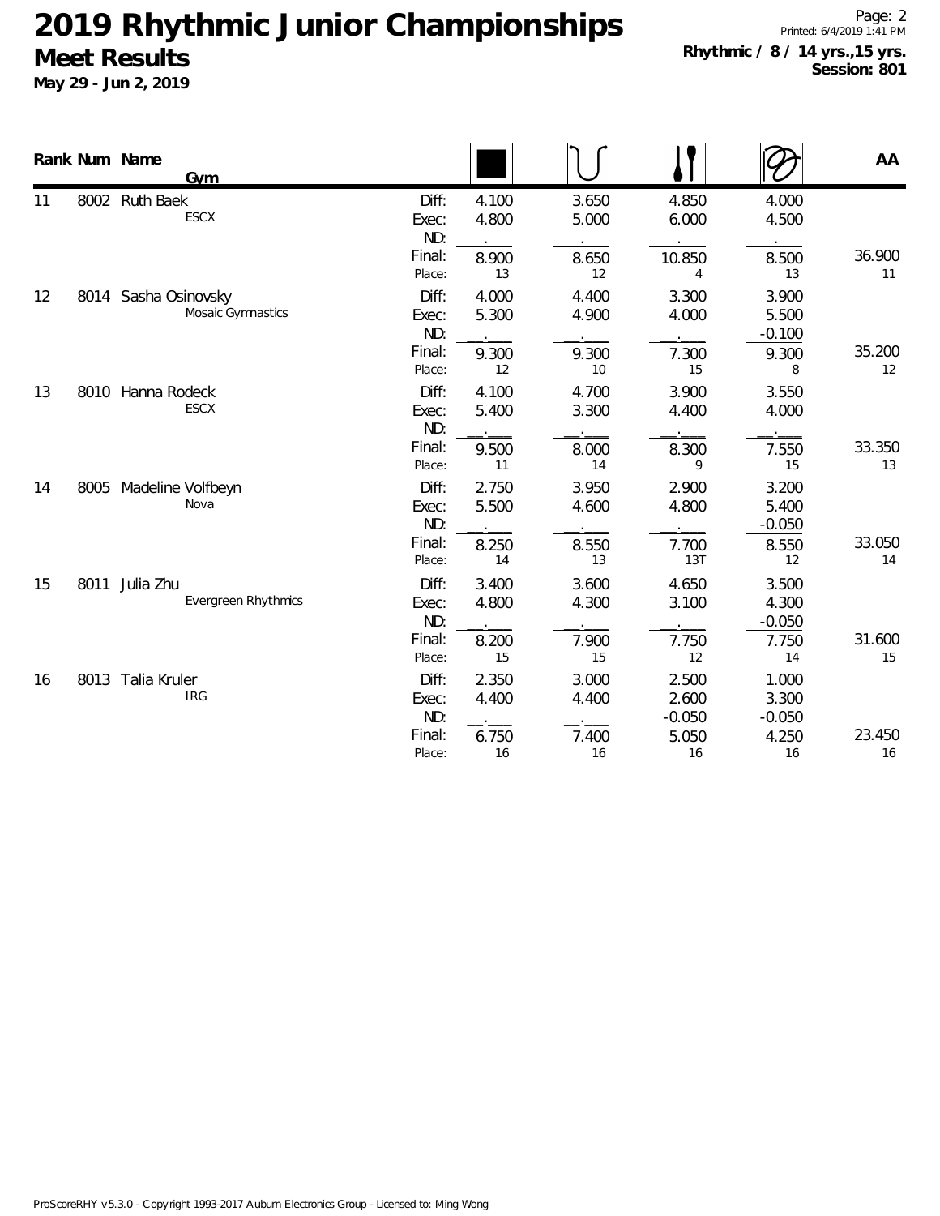# 2019 Rhythmic Junior Championships

## Meet Results

**May 29 - Jun 2, 2019**

**Rhythmic / 8 / 14 yrs.,15 yrs.**
**Session: 801**

| Rank | Num | Name / Gym | | Rope | Hoop | Clubs | Ribbon | AA |
|---|---|---|---|---|---|---|---|---|
| 11 | 8002 | Ruth Baek<br>ESCX | Diff: | 4.100 | 3.650 | 4.850 | 4.000 | |
| | | | Exec: | 4.800 | 5.000 | 6.000 | 4.500 | |
| | | | ND: | __.___ | __.___ | __.___ | __.___ | |
| | | | Final: | 8.900 | 8.650 | 10.850 | 8.500 | 36.900 |
| | | | Place: | 13 | 12 | 4 | 13 | 11 |
| 12 | 8014 | Sasha Osinovsky<br>Mosaic Gymnastics | Diff: | 4.000 | 4.400 | 3.300 | 3.900 | |
| | | | Exec: | 5.300 | 4.900 | 4.000 | 5.500 | |
| | | | ND: | __.___ | __.___ | __.___ | -0.100 | |
| | | | Final: | 9.300 | 9.300 | 7.300 | 9.300 | 35.200 |
| | | | Place: | 12 | 10 | 15 | 8 | 12 |
| 13 | 8010 | Hanna Rodeck<br>ESCX | Diff: | 4.100 | 4.700 | 3.900 | 3.550 | |
| | | | Exec: | 5.400 | 3.300 | 4.400 | 4.000 | |
| | | | ND: | __.___ | __.___ | __.___ | __.___ | |
| | | | Final: | 9.500 | 8.000 | 8.300 | 7.550 | 33.350 |
| | | | Place: | 11 | 14 | 9 | 15 | 13 |
| 14 | 8005 | Madeline Volfbeyn<br>Nova | Diff: | 2.750 | 3.950 | 2.900 | 3.200 | |
| | | | Exec: | 5.500 | 4.600 | 4.800 | 5.400 | |
| | | | ND: | __.___ | __.___ | __.___ | -0.050 | |
| | | | Final: | 8.250 | 8.550 | 7.700 | 8.550 | 33.050 |
| | | | Place: | 14 | 13 | 13T | 12 | 14 |
| 15 | 8011 | Julia Zhu<br>Evergreen Rhythmics | Diff: | 3.400 | 3.600 | 4.650 | 3.500 | |
| | | | Exec: | 4.800 | 4.300 | 3.100 | 4.300 | |
| | | | ND: | __.___ | __.___ | __.___ | -0.050 | |
| | | | Final: | 8.200 | 7.900 | 7.750 | 7.750 | 31.600 |
| | | | Place: | 15 | 15 | 12 | 14 | 15 |
| 16 | 8013 | Talia Kruler<br>IRG | Diff: | 2.350 | 3.000 | 2.500 | 1.000 | |
| | | | Exec: | 4.400 | 4.400 | 2.600 | 3.300 | |
| | | | ND: | __.___ | __.___ | -0.050 | -0.050 | |
| | | | Final: | 6.750 | 7.400 | 5.050 | 4.250 | 23.450 |
| | | | Place: | 16 | 16 | 16 | 16 | 16 |

ProScoreRHY v5.3.0 - Copyright 1993-2017 Auburn Electronics Group - Licensed to: Ming Wong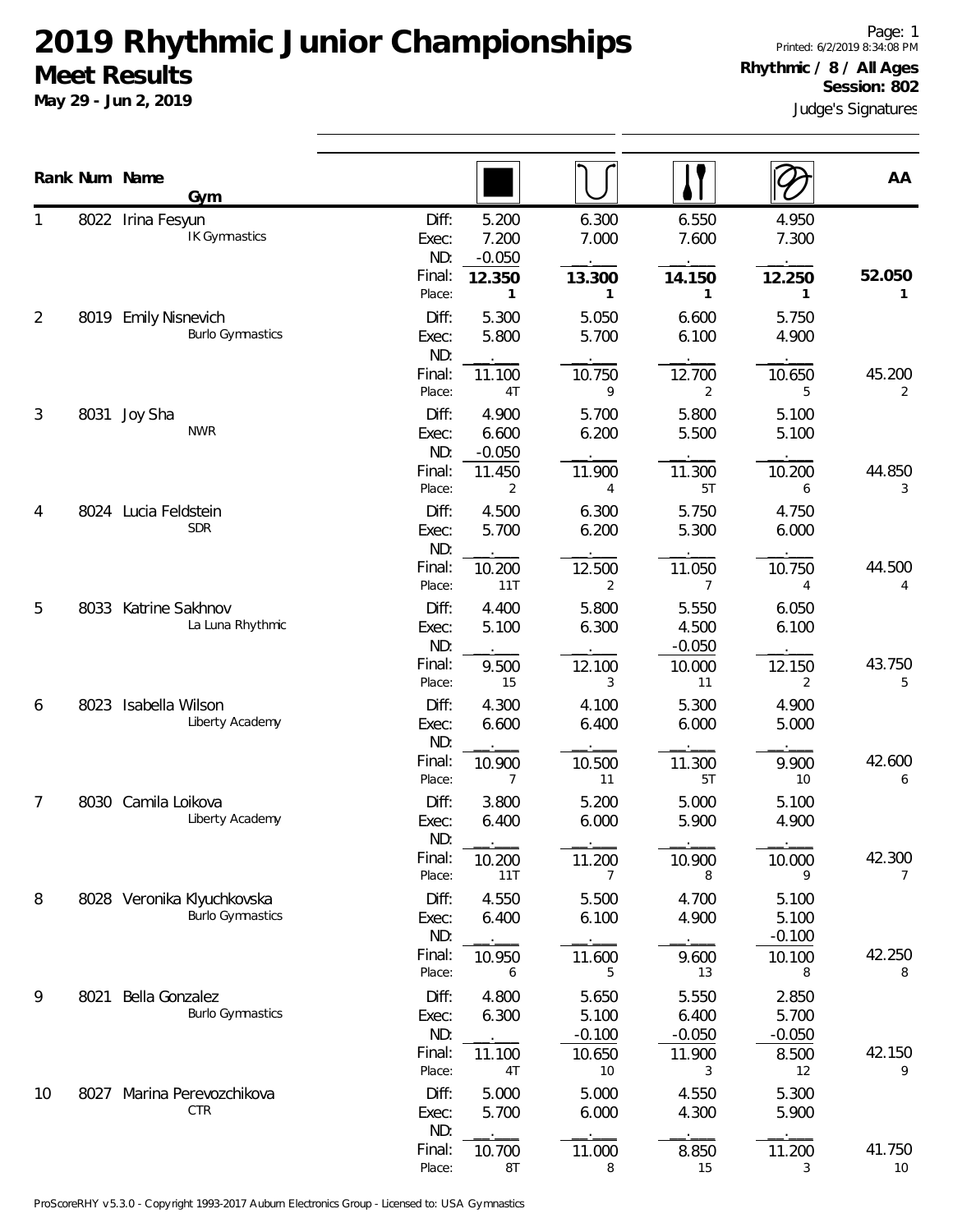# 2019 Rhythmic Junior Championships

## Meet Results

**May 29 - Jun 2, 2019**

Printed: 6/2/2019 8:34:08 PM

**Rhythmic / 8 / All Ages**

**Session: 802**

Judge's Signatures

| Rank | Num | Name / Gym | | Rope | Hoop | Clubs | Ribbon | AA |
|---|---|---|---|---|---|---|---|---|
| 1 | 8022 | Irina Fesyun / IK Gymnastics | Diff: | 5.200 | 6.300 | 6.550 | 4.950 | |
| | | | Exec: | 7.200 | 7.000 | 7.600 | 7.300 | |
| | | | ND: | -0.050 | | | | |
| | | | Final: | **12.350** | **13.300** | **14.150** | **12.250** | **52.050** |
| | | | Place: | 1 | 1 | 1 | 1 | 1 |
| 2 | 8019 | Emily Nisnevich / Burlo Gymnastics | Diff: | 5.300 | 5.050 | 6.600 | 5.750 | |
| | | | Exec: | 5.800 | 5.700 | 6.100 | 4.900 | |
| | | | ND: | | | | | |
| | | | Final: | 11.100 | 10.750 | 12.700 | 10.650 | 45.200 |
| | | | Place: | 4T | 9 | 2 | 5 | 2 |
| 3 | 8031 | Joy Sha / NWR | Diff: | 4.900 | 5.700 | 5.800 | 5.100 | |
| | | | Exec: | 6.600 | 6.200 | 5.500 | 5.100 | |
| | | | ND: | -0.050 | | | | |
| | | | Final: | 11.450 | 11.900 | 11.300 | 10.200 | 44.850 |
| | | | Place: | 2 | 4 | 5T | 6 | 3 |
| 4 | 8024 | Lucia Feldstein / SDR | Diff: | 4.500 | 6.300 | 5.750 | 4.750 | |
| | | | Exec: | 5.700 | 6.200 | 5.300 | 6.000 | |
| | | | ND: | | | | | |
| | | | Final: | 10.200 | 12.500 | 11.050 | 10.750 | 44.500 |
| | | | Place: | 11T | 2 | 7 | 4 | 4 |
| 5 | 8033 | Katrine Sakhnov / La Luna Rhythmic | Diff: | 4.400 | 5.800 | 5.550 | 6.050 | |
| | | | Exec: | 5.100 | 6.300 | 4.500 | 6.100 | |
| | | | ND: | | | -0.050 | | |
| | | | Final: | 9.500 | 12.100 | 10.000 | 12.150 | 43.750 |
| | | | Place: | 15 | 3 | 11 | 2 | 5 |
| 6 | 8023 | Isabella Wilson / Liberty Academy | Diff: | 4.300 | 4.100 | 5.300 | 4.900 | |
| | | | Exec: | 6.600 | 6.400 | 6.000 | 5.000 | |
| | | | ND: | | | | | |
| | | | Final: | 10.900 | 10.500 | 11.300 | 9.900 | 42.600 |
| | | | Place: | 7 | 11 | 5T | 10 | 6 |
| 7 | 8030 | Camila Loikova / Liberty Academy | Diff: | 3.800 | 5.200 | 5.000 | 5.100 | |
| | | | Exec: | 6.400 | 6.000 | 5.900 | 4.900 | |
| | | | ND: | | | | | |
| | | | Final: | 10.200 | 11.200 | 10.900 | 10.000 | 42.300 |
| | | | Place: | 11T | 7 | 8 | 9 | 7 |
| 8 | 8028 | Veronika Klyuchkovska / Burlo Gymnastics | Diff: | 4.550 | 5.500 | 4.700 | 5.100 | |
| | | | Exec: | 6.400 | 6.100 | 4.900 | 5.100 | |
| | | | ND: | | | | -0.100 | |
| | | | Final: | 10.950 | 11.600 | 9.600 | 10.100 | 42.250 |
| | | | Place: | 6 | 5 | 13 | 8 | 8 |
| 9 | 8021 | Bella Gonzalez / Burlo Gymnastics | Diff: | 4.800 | 5.650 | 5.550 | 2.850 | |
| | | | Exec: | 6.300 | 5.100 | 6.400 | 5.700 | |
| | | | ND: | | -0.100 | -0.050 | -0.050 | |
| | | | Final: | 11.100 | 10.650 | 11.900 | 8.500 | 42.150 |
| | | | Place: | 4T | 10 | 3 | 12 | 9 |
| 10 | 8027 | Marina Perevozchikova / CTR | Diff: | 5.000 | 5.000 | 4.550 | 5.300 | |
| | | | Exec: | 5.700 | 6.000 | 4.300 | 5.900 | |
| | | | ND: | | | | | |
| | | | Final: | 10.700 | 11.000 | 8.850 | 11.200 | 41.750 |
| | | | Place: | 8T | 8 | 15 | 3 | 10 |

ProScoreRHY v5.3.0 - Copyright 1993-2017 Auburn Electronics Group - Licensed to: USA Gymnastics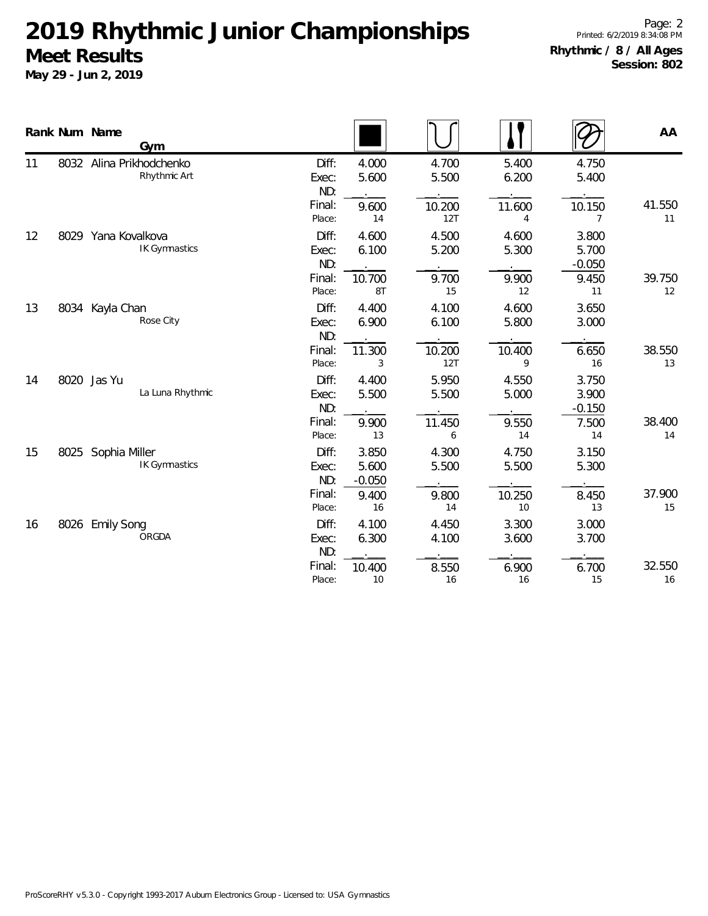# 2019 Rhythmic Junior Championships

## Meet Results

**May 29 - Jun 2, 2019**

**Rhythmic / 8 / All Ages**
**Session: 802**

| Rank | Num | Name / Gym | | Apparatus 1 | Apparatus 2 | Apparatus 3 | Apparatus 4 | AA |
|---|---|---|---|---|---|---|---|---|
| 11 | 8032 | Alina Prikhodchenko | Diff: | 4.000 | 4.700 | 5.400 | 4.750 | |
| | | Rhythmic Art | Exec: | 5.600 | 5.500 | 6.200 | 5.400 | |
| | | | ND: | . | . | . | . | |
| | | | Final: | 9.600 | 10.200 | 11.600 | 10.150 | 41.550 |
| | | | Place: | 14 | 12T | 4 | 7 | 11 |
| 12 | 8029 | Yana Kovalkova | Diff: | 4.600 | 4.500 | 4.600 | 3.800 | |
| | | IK Gymnastics | Exec: | 6.100 | 5.200 | 5.300 | 5.700 | |
| | | | ND: | . | . | . | -0.050 | |
| | | | Final: | 10.700 | 9.700 | 9.900 | 9.450 | 39.750 |
| | | | Place: | 8T | 15 | 12 | 11 | 12 |
| 13 | 8034 | Kayla Chan | Diff: | 4.400 | 4.100 | 4.600 | 3.650 | |
| | | Rose City | Exec: | 6.900 | 6.100 | 5.800 | 3.000 | |
| | | | ND: | . | . | . | . | |
| | | | Final: | 11.300 | 10.200 | 10.400 | 6.650 | 38.550 |
| | | | Place: | 3 | 12T | 9 | 16 | 13 |
| 14 | 8020 | Jas Yu | Diff: | 4.400 | 5.950 | 4.550 | 3.750 | |
| | | La Luna Rhythmic | Exec: | 5.500 | 5.500 | 5.000 | 3.900 | |
| | | | ND: | . | . | . | -0.150 | |
| | | | Final: | 9.900 | 11.450 | 9.550 | 7.500 | 38.400 |
| | | | Place: | 13 | 6 | 14 | 14 | 14 |
| 15 | 8025 | Sophia Miller | Diff: | 3.850 | 4.300 | 4.750 | 3.150 | |
| | | IK Gymnastics | Exec: | 5.600 | 5.500 | 5.500 | 5.300 | |
| | | | ND: | -0.050 | . | . | . | |
| | | | Final: | 9.400 | 9.800 | 10.250 | 8.450 | 37.900 |
| | | | Place: | 16 | 14 | 10 | 13 | 15 |
| 16 | 8026 | Emily Song | Diff: | 4.100 | 4.450 | 3.300 | 3.000 | |
| | | ORGDA | Exec: | 6.300 | 4.100 | 3.600 | 3.700 | |
| | | | ND: | . | . | . | . | |
| | | | Final: | 10.400 | 8.550 | 6.900 | 6.700 | 32.550 |
| | | | Place: | 10 | 16 | 16 | 15 | 16 |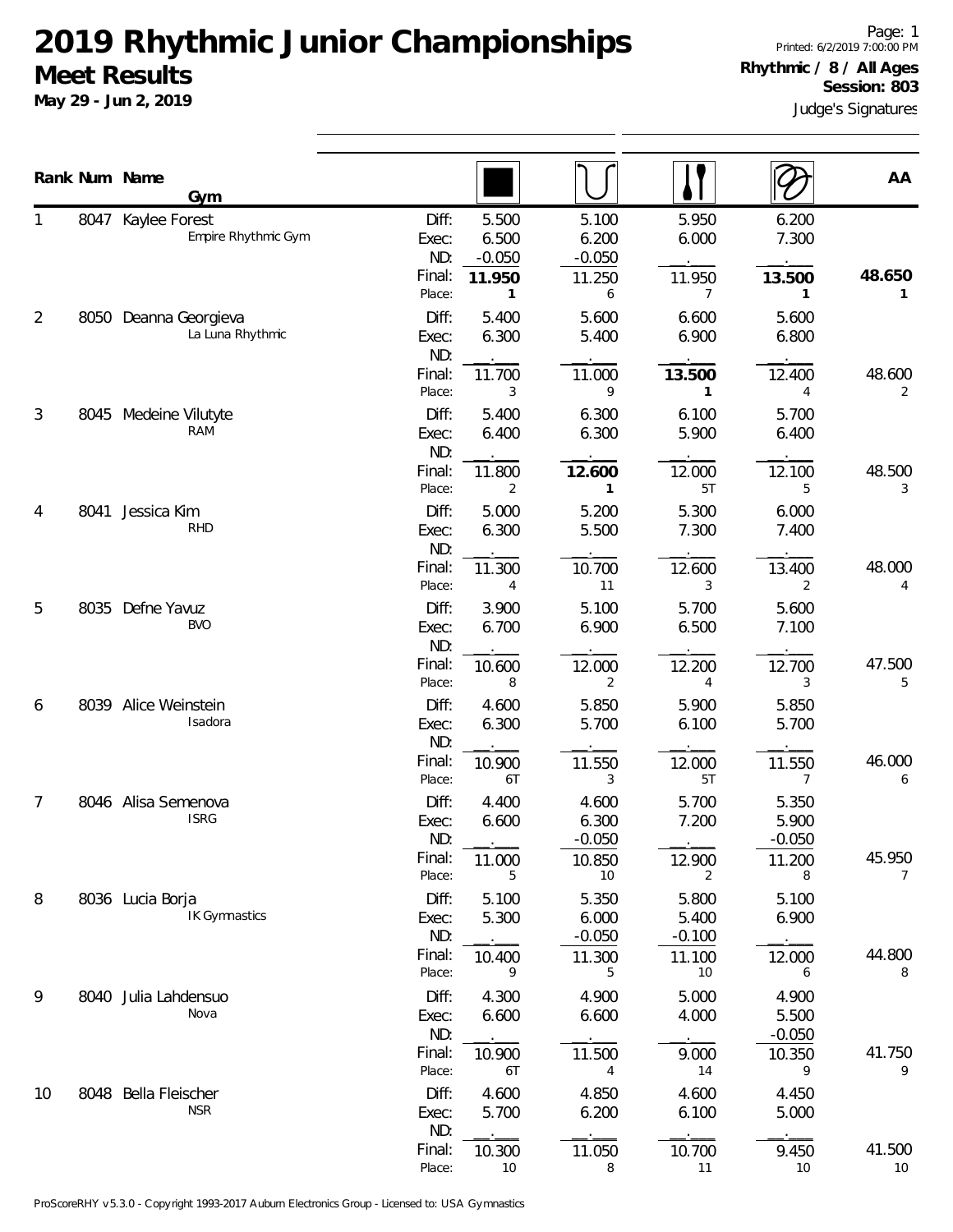# 2019 Rhythmic Junior Championships

## Meet Results

**May 29 - Jun 2, 2019**

Page: 1
Printed: 6/2/2019 7:00:00 PM

**Rhythmic / 8 / All Ages**
**Session: 803**

Judge's Signatures

| Rank | Num | Name / Gym | | Ball | Hoop | Clubs | Ribbon | AA |
|---|---|---|---|---|---|---|---|---|
| 1 | 8047 | Kaylee Forest<br>Empire Rhythmic Gym | Diff: | 5.500 | 5.100 | 5.950 | 6.200 | |
| | | | Exec: | 6.500 | 6.200 | 6.000 | 7.300 | |
| | | | ND: | -0.050 | -0.050 | | | |
| | | | Final: | **11.950** | 11.250 | 11.950 | **13.500** | **48.650** |
| | | | Place: | **1** | 6 | 7 | **1** | 1 |
| 2 | 8050 | Deanna Georgieva<br>La Luna Rhythmic | Diff: | 5.400 | 5.600 | 6.600 | 5.600 | |
| | | | Exec: | 6.300 | 5.400 | 6.900 | 6.800 | |
| | | | ND: | | | | | |
| | | | Final: | 11.700 | 11.000 | **13.500** | 12.400 | 48.600 |
| | | | Place: | 3 | 9 | **1** | 4 | 2 |
| 3 | 8045 | Medeine Vilutyte<br>RAM | Diff: | 5.400 | 6.300 | 6.100 | 5.700 | |
| | | | Exec: | 6.400 | 6.300 | 5.900 | 6.400 | |
| | | | ND: | | | | | |
| | | | Final: | 11.800 | **12.600** | 12.000 | 12.100 | 48.500 |
| | | | Place: | 2 | **1** | 5T | 5 | 3 |
| 4 | 8041 | Jessica Kim<br>RHD | Diff: | 5.000 | 5.200 | 5.300 | 6.000 | |
| | | | Exec: | 6.300 | 5.500 | 7.300 | 7.400 | |
| | | | ND: | | | | | |
| | | | Final: | 11.300 | 10.700 | 12.600 | 13.400 | 48.000 |
| | | | Place: | 4 | 11 | 3 | 2 | 4 |
| 5 | 8035 | Defne Yavuz<br>BVO | Diff: | 3.900 | 5.100 | 5.700 | 5.600 | |
| | | | Exec: | 6.700 | 6.900 | 6.500 | 7.100 | |
| | | | ND: | | | | | |
| | | | Final: | 10.600 | 12.000 | 12.200 | 12.700 | 47.500 |
| | | | Place: | 8 | 2 | 4 | 3 | 5 |
| 6 | 8039 | Alice Weinstein<br>Isadora | Diff: | 4.600 | 5.850 | 5.900 | 5.850 | |
| | | | Exec: | 6.300 | 5.700 | 6.100 | 5.700 | |
| | | | ND: | | | | | |
| | | | Final: | 10.900 | 11.550 | 12.000 | 11.550 | 46.000 |
| | | | Place: | 6T | 3 | 5T | 7 | 6 |
| 7 | 8046 | Alisa Semenova<br>ISRG | Diff: | 4.400 | 4.600 | 5.700 | 5.350 | |
| | | | Exec: | 6.600 | 6.300 | 7.200 | 5.900 | |
| | | | ND: | | -0.050 | | -0.050 | |
| | | | Final: | 11.000 | 10.850 | 12.900 | 11.200 | 45.950 |
| | | | Place: | 5 | 10 | 2 | 8 | 7 |
| 8 | 8036 | Lucia Borja<br>IK Gymnastics | Diff: | 5.100 | 5.350 | 5.800 | 5.100 | |
| | | | Exec: | 5.300 | 6.000 | 5.400 | 6.900 | |
| | | | ND: | | -0.050 | -0.100 | | |
| | | | Final: | 10.400 | 11.300 | 11.100 | 12.000 | 44.800 |
| | | | Place: | 9 | 5 | 10 | 6 | 8 |
| 9 | 8040 | Julia Lahdensuo<br>Nova | Diff: | 4.300 | 4.900 | 5.000 | 4.900 | |
| | | | Exec: | 6.600 | 6.600 | 4.000 | 5.500 | |
| | | | ND: | | | | -0.050 | |
| | | | Final: | 10.900 | 11.500 | 9.000 | 10.350 | 41.750 |
| | | | Place: | 6T | 4 | 14 | 9 | 9 |
| 10 | 8048 | Bella Fleischer<br>NSR | Diff: | 4.600 | 4.850 | 4.600 | 4.450 | |
| | | | Exec: | 5.700 | 6.200 | 6.100 | 5.000 | |
| | | | ND: | | | | | |
| | | | Final: | 10.300 | 11.050 | 10.700 | 9.450 | 41.500 |
| | | | Place: | 10 | 8 | 11 | 10 | 10 |

ProScoreRHY v5.3.0 - Copyright 1993-2017 Auburn Electronics Group - Licensed to: USA Gymnastics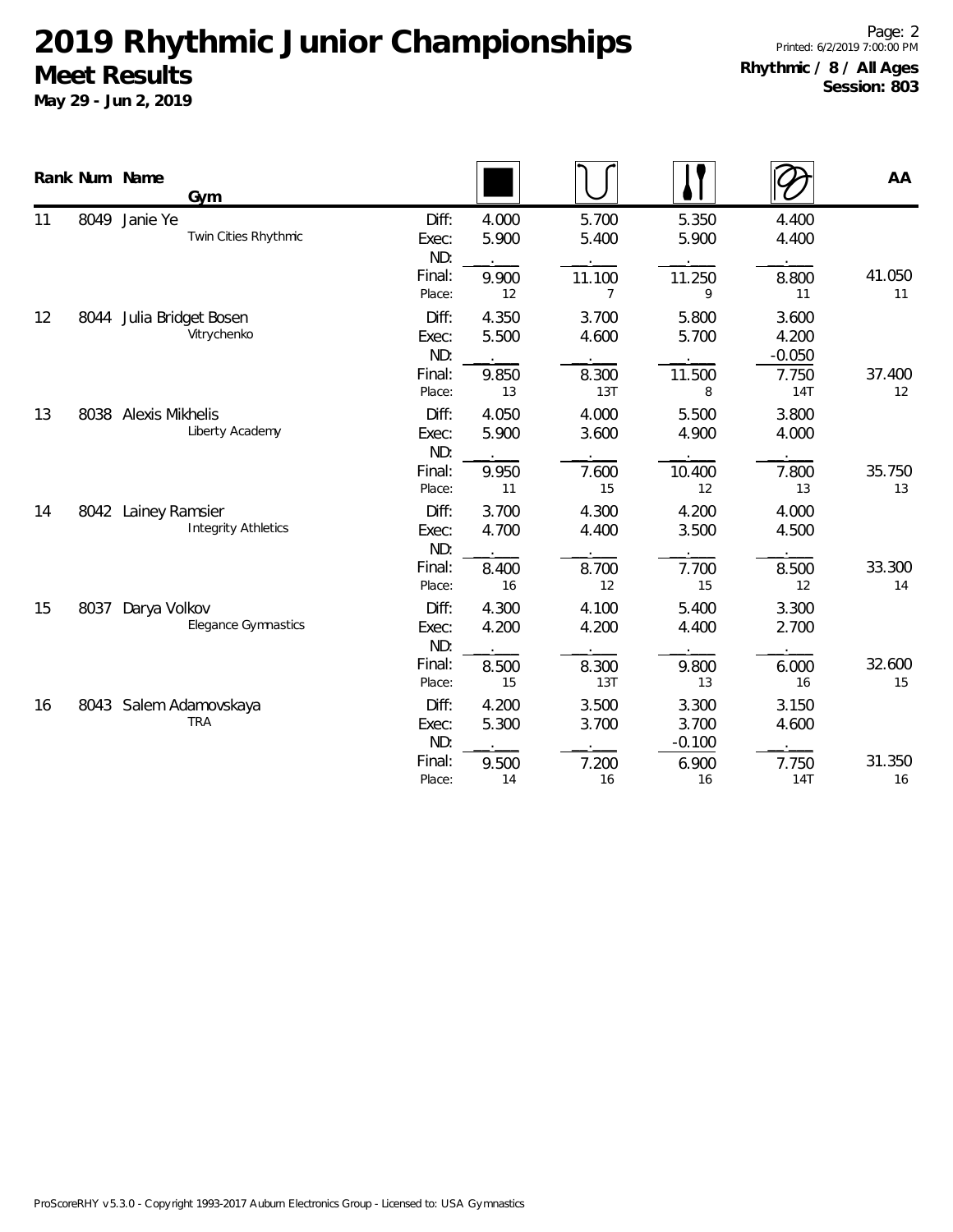# 2019 Rhythmic Junior Championships

## Meet Results

**May 29 - Jun 2, 2019**

**Rhythmic / 8 / All Ages**
**Session: 803**

| Rank | Num | Name / Gym | | Apparatus 1 | Apparatus 2 | Apparatus 3 | Apparatus 4 | AA |
|---|---|---|---|---|---|---|---|---|
| 11 | 8049 | Janie Ye<br>Twin Cities Rhythmic | Diff: | 4.000 | 5.700 | 5.350 | 4.400 | |
| | | | Exec: | 5.900 | 5.400 | 5.900 | 4.400 | |
| | | | ND: | | | | | |
| | | | Final: | 9.900 | 11.100 | 11.250 | 8.800 | 41.050 |
| | | | Place: | 12 | 7 | 9 | 11 | 11 |
| 12 | 8044 | Julia Bridget Bosen<br>Vitrychenko | Diff: | 4.350 | 3.700 | 5.800 | 3.600 | |
| | | | Exec: | 5.500 | 4.600 | 5.700 | 4.200 | |
| | | | ND: | | | | -0.050 | |
| | | | Final: | 9.850 | 8.300 | 11.500 | 7.750 | 37.400 |
| | | | Place: | 13 | 13T | 8 | 14T | 12 |
| 13 | 8038 | Alexis Mikhelis<br>Liberty Academy | Diff: | 4.050 | 4.000 | 5.500 | 3.800 | |
| | | | Exec: | 5.900 | 3.600 | 4.900 | 4.000 | |
| | | | ND: | | | | | |
| | | | Final: | 9.950 | 7.600 | 10.400 | 7.800 | 35.750 |
| | | | Place: | 11 | 15 | 12 | 13 | 13 |
| 14 | 8042 | Lainey Ramsier<br>Integrity Athletics | Diff: | 3.700 | 4.300 | 4.200 | 4.000 | |
| | | | Exec: | 4.700 | 4.400 | 3.500 | 4.500 | |
| | | | ND: | | | | | |
| | | | Final: | 8.400 | 8.700 | 7.700 | 8.500 | 33.300 |
| | | | Place: | 16 | 12 | 15 | 12 | 14 |
| 15 | 8037 | Darya Volkov<br>Elegance Gymnastics | Diff: | 4.300 | 4.100 | 5.400 | 3.300 | |
| | | | Exec: | 4.200 | 4.200 | 4.400 | 2.700 | |
| | | | ND: | | | | | |
| | | | Final: | 8.500 | 8.300 | 9.800 | 6.000 | 32.600 |
| | | | Place: | 15 | 13T | 13 | 16 | 15 |
| 16 | 8043 | Salem Adamovskaya<br>TRA | Diff: | 4.200 | 3.500 | 3.300 | 3.150 | |
| | | | Exec: | 5.300 | 3.700 | 3.700 | 4.600 | |
| | | | ND: | | | -0.100 | | |
| | | | Final: | 9.500 | 7.200 | 6.900 | 7.750 | 31.350 |
| | | | Place: | 14 | 16 | 16 | 14T | 16 |

ProScoreRHY v5.3.0 - Copyright 1993-2017 Auburn Electronics Group - Licensed to: USA Gymnastics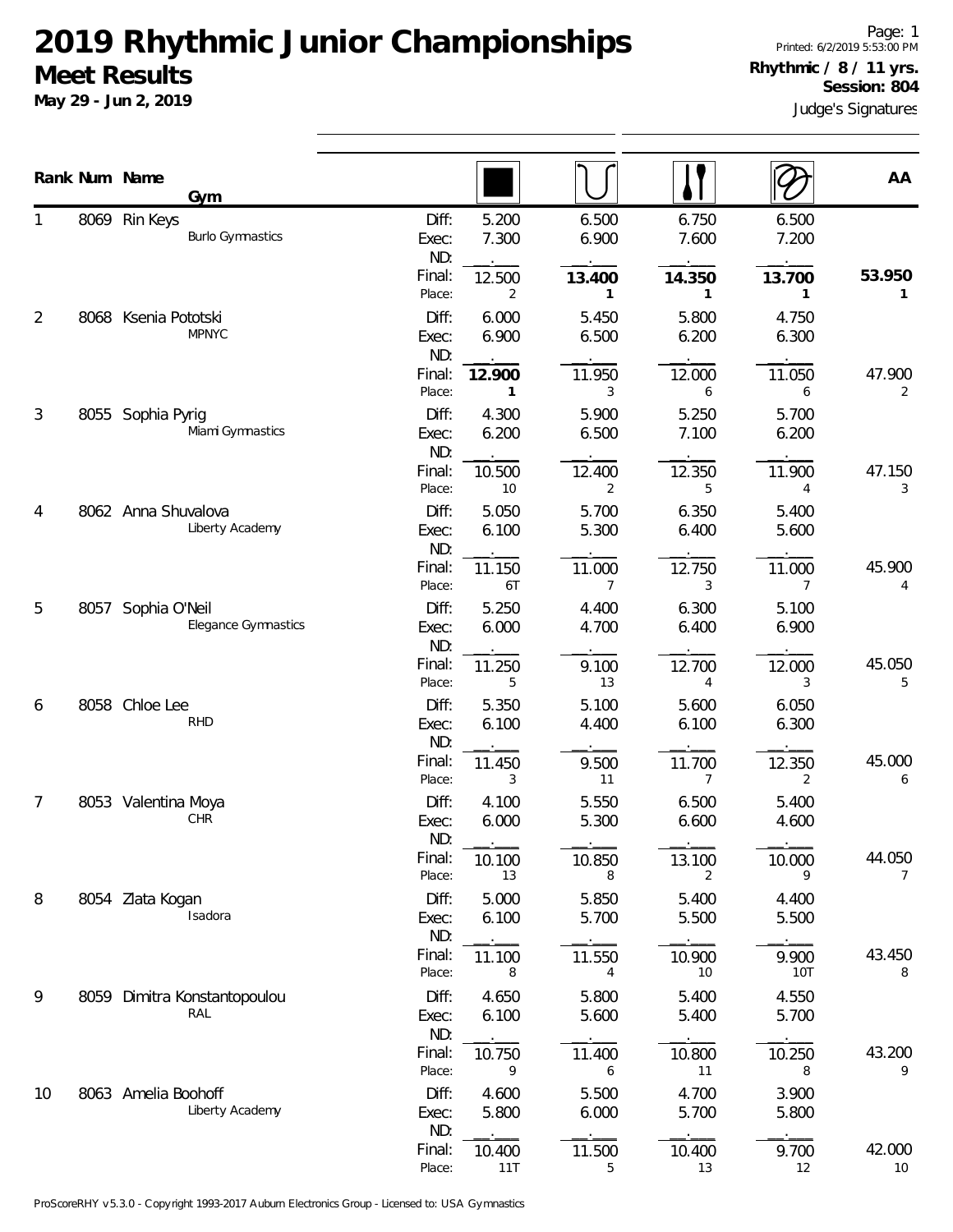# 2019 Rhythmic Junior Championships

## Meet Results

**May 29 - Jun 2, 2019**

Page: 1
Printed: 6/2/2019 5:53:00 PM
**Rhythmic / 8 / 11 yrs.**
**Session: 804**
Judge's Signatures

| Rank | Num | Name / Gym | | Rope | Hoop | Clubs | Ribbon | AA |
|---|---|---|---|---|---|---|---|---|
| 1 | 8069 | Rin Keys<br>Burlo Gymnastics | Diff: | 5.200 | 6.500 | 6.750 | 6.500 | |
| | | | Exec: | 7.300 | 6.900 | 7.600 | 7.200 | |
| | | | ND: | . | . | . | . | |
| | | | Final: | 12.500 | **13.400** | **14.350** | **13.700** | **53.950** |
| | | | Place: | 2 | **1** | **1** | **1** | **1** |
| 2 | 8068 | Ksenia Pototski<br>MPNYC | Diff: | 6.000 | 5.450 | 5.800 | 4.750 | |
| | | | Exec: | 6.900 | 6.500 | 6.200 | 6.300 | |
| | | | ND: | . | . | . | . | |
| | | | Final: | **12.900** | 11.950 | 12.000 | 11.050 | 47.900 |
| | | | Place: | **1** | 3 | 6 | 6 | 2 |
| 3 | 8055 | Sophia Pyrig<br>Miami Gymnastics | Diff: | 4.300 | 5.900 | 5.250 | 5.700 | |
| | | | Exec: | 6.200 | 6.500 | 7.100 | 6.200 | |
| | | | ND: | . | . | . | . | |
| | | | Final: | 10.500 | 12.400 | 12.350 | 11.900 | 47.150 |
| | | | Place: | 10 | 2 | 5 | 4 | 3 |
| 4 | 8062 | Anna Shuvalova<br>Liberty Academy | Diff: | 5.050 | 5.700 | 6.350 | 5.400 | |
| | | | Exec: | 6.100 | 5.300 | 6.400 | 5.600 | |
| | | | ND: | . | . | . | . | |
| | | | Final: | 11.150 | 11.000 | 12.750 | 11.000 | 45.900 |
| | | | Place: | 6T | 7 | 3 | 7 | 4 |
| 5 | 8057 | Sophia O'Neil<br>Elegance Gymnastics | Diff: | 5.250 | 4.400 | 6.300 | 5.100 | |
| | | | Exec: | 6.000 | 4.700 | 6.400 | 6.900 | |
| | | | ND: | . | . | . | . | |
| | | | Final: | 11.250 | 9.100 | 12.700 | 12.000 | 45.050 |
| | | | Place: | 5 | 13 | 4 | 3 | 5 |
| 6 | 8058 | Chloe Lee<br>RHD | Diff: | 5.350 | 5.100 | 5.600 | 6.050 | |
| | | | Exec: | 6.100 | 4.400 | 6.100 | 6.300 | |
| | | | ND: | . | . | . | . | |
| | | | Final: | 11.450 | 9.500 | 11.700 | 12.350 | 45.000 |
| | | | Place: | 3 | 11 | 7 | 2 | 6 |
| 7 | 8053 | Valentina Moya<br>CHR | Diff: | 4.100 | 5.550 | 6.500 | 5.400 | |
| | | | Exec: | 6.000 | 5.300 | 6.600 | 4.600 | |
| | | | ND: | . | . | . | . | |
| | | | Final: | 10.100 | 10.850 | 13.100 | 10.000 | 44.050 |
| | | | Place: | 13 | 8 | 2 | 9 | 7 |
| 8 | 8054 | Zlata Kogan<br>Isadora | Diff: | 5.000 | 5.850 | 5.400 | 4.400 | |
| | | | Exec: | 6.100 | 5.700 | 5.500 | 5.500 | |
| | | | ND: | . | . | . | . | |
| | | | Final: | 11.100 | 11.550 | 10.900 | 9.900 | 43.450 |
| | | | Place: | 8 | 4 | 10 | 10T | 8 |
| 9 | 8059 | Dimitra Konstantopoulou<br>RAL | Diff: | 4.650 | 5.800 | 5.400 | 4.550 | |
| | | | Exec: | 6.100 | 5.600 | 5.400 | 5.700 | |
| | | | ND: | . | . | . | . | |
| | | | Final: | 10.750 | 11.400 | 10.800 | 10.250 | 43.200 |
| | | | Place: | 9 | 6 | 11 | 8 | 9 |
| 10 | 8063 | Amelia Boohoff<br>Liberty Academy | Diff: | 4.600 | 5.500 | 4.700 | 3.900 | |
| | | | Exec: | 5.800 | 6.000 | 5.700 | 5.800 | |
| | | | ND: | . | . | . | . | |
| | | | Final: | 10.400 | 11.500 | 10.400 | 9.700 | 42.000 |
| | | | Place: | 11T | 5 | 13 | 12 | 10 |

ProScoreRHY v5.3.0 - Copyright 1993-2017 Auburn Electronics Group - Licensed to: USA Gymnastics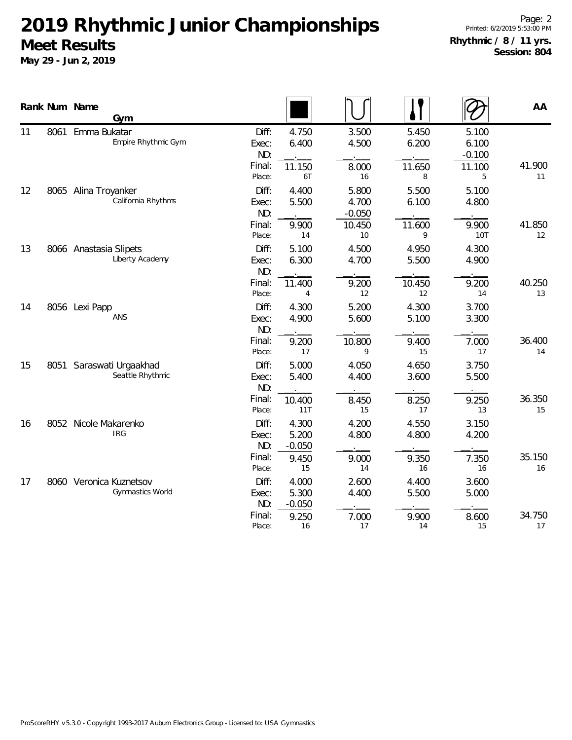# 2019 Rhythmic Junior Championships

## Meet Results

**May 29 - Jun 2, 2019**

**Rhythmic / 8 / 11 yrs.**
**Session: 804**

| Rank | Num | Name / Gym | | Ball | Hoop | Clubs | Ribbon | AA |
|---|---|---|---|---|---|---|---|---|
| 11 | 8061 | Emma Bukatar | Diff: | 4.750 | 3.500 | 5.450 | 5.100 | |
| | | Empire Rhythmic Gym | Exec: | 6.400 | 4.500 | 6.200 | 6.100 | |
| | | | ND: | . | . | . | -0.100 | |
| | | | Final: | 11.150 | 8.000 | 11.650 | 11.100 | 41.900 |
| | | | Place: | 6T | 16 | 8 | 5 | 11 |
| 12 | 8065 | Alina Troyanker | Diff: | 4.400 | 5.800 | 5.500 | 5.100 | |
| | | California Rhythms | Exec: | 5.500 | 4.700 | 6.100 | 4.800 | |
| | | | ND: | . | -0.050 | . | . | |
| | | | Final: | 9.900 | 10.450 | 11.600 | 9.900 | 41.850 |
| | | | Place: | 14 | 10 | 9 | 10T | 12 |
| 13 | 8066 | Anastasia Slipets | Diff: | 5.100 | 4.500 | 4.950 | 4.300 | |
| | | Liberty Academy | Exec: | 6.300 | 4.700 | 5.500 | 4.900 | |
| | | | ND: | . | . | . | . | |
| | | | Final: | 11.400 | 9.200 | 10.450 | 9.200 | 40.250 |
| | | | Place: | 4 | 12 | 12 | 14 | 13 |
| 14 | 8056 | Lexi Papp | Diff: | 4.300 | 5.200 | 4.300 | 3.700 | |
| | | ANS | Exec: | 4.900 | 5.600 | 5.100 | 3.300 | |
| | | | ND: | . | . | . | . | |
| | | | Final: | 9.200 | 10.800 | 9.400 | 7.000 | 36.400 |
| | | | Place: | 17 | 9 | 15 | 17 | 14 |
| 15 | 8051 | Saraswati Urgaakhad | Diff: | 5.000 | 4.050 | 4.650 | 3.750 | |
| | | Seattle Rhythmic | Exec: | 5.400 | 4.400 | 3.600 | 5.500 | |
| | | | ND: | . | . | . | . | |
| | | | Final: | 10.400 | 8.450 | 8.250 | 9.250 | 36.350 |
| | | | Place: | 11T | 15 | 17 | 13 | 15 |
| 16 | 8052 | Nicole Makarenko | Diff: | 4.300 | 4.200 | 4.550 | 3.150 | |
| | | IRG | Exec: | 5.200 | 4.800 | 4.800 | 4.200 | |
| | | | ND: | -0.050 | . | . | . | |
| | | | Final: | 9.450 | 9.000 | 9.350 | 7.350 | 35.150 |
| | | | Place: | 15 | 14 | 16 | 16 | 16 |
| 17 | 8060 | Veronica Kuznetsov | Diff: | 4.000 | 2.600 | 4.400 | 3.600 | |
| | | Gymnastics World | Exec: | 5.300 | 4.400 | 5.500 | 5.000 | |
| | | | ND: | -0.050 | . | . | . | |
| | | | Final: | 9.250 | 7.000 | 9.900 | 8.600 | 34.750 |
| | | | Place: | 16 | 17 | 14 | 15 | 17 |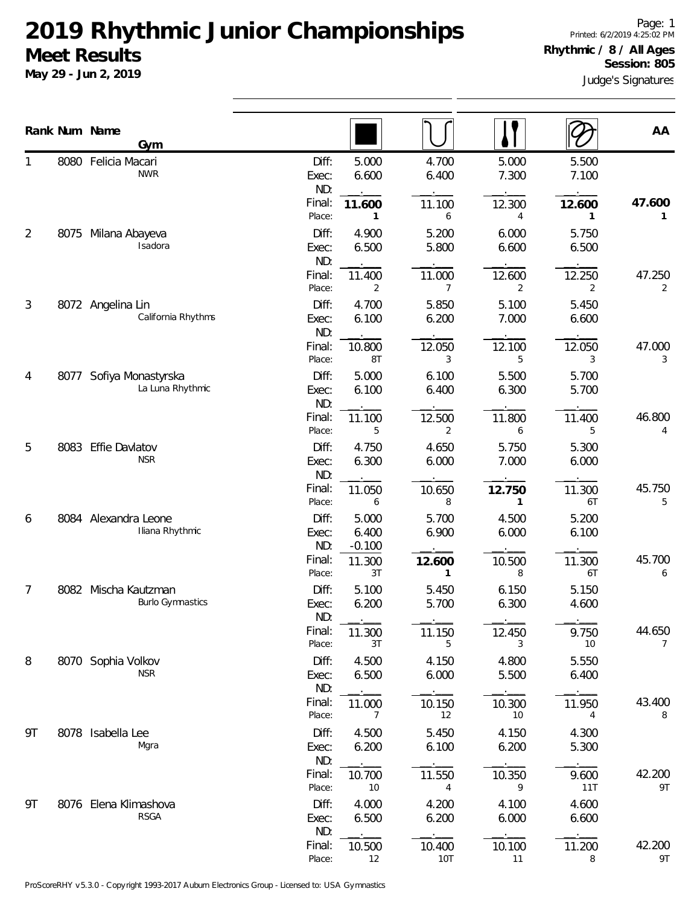# 2019 Rhythmic Junior Championships

## Meet Results

**May 29 - Jun 2, 2019**

Page: 1
Printed: 6/2/2019 4:25:02 PM

**Rhythmic / 8 / All Ages**
**Session: 805**
Judge's Signatures

| Rank | Num | Name / Gym | | Rope | Hoop | Clubs | Ribbon | AA |
|---|---|---|---|---|---|---|---|---|
| 1 | 8080 | Felicia Macari<br>NWR | Diff: | 5.000 | 4.700 | 5.000 | 5.500 | |
| | | | Exec: | 6.600 | 6.400 | 7.300 | 7.100 | |
| | | | ND: | . | . | . | . | |
| | | | Final: | **11.600** | 11.100 | 12.300 | **12.600** | **47.600** |
| | | | Place: | **1** | 6 | 4 | **1** | **1** |
| 2 | 8075 | Milana Abayeva<br>Isadora | Diff: | 4.900 | 5.200 | 6.000 | 5.750 | |
| | | | Exec: | 6.500 | 5.800 | 6.600 | 6.500 | |
| | | | ND: | . | . | . | . | |
| | | | Final: | 11.400 | 11.000 | 12.600 | 12.250 | 47.250 |
| | | | Place: | 2 | 7 | 2 | 2 | 2 |
| 3 | 8072 | Angelina Lin<br>California Rhythms | Diff: | 4.700 | 5.850 | 5.100 | 5.450 | |
| | | | Exec: | 6.100 | 6.200 | 7.000 | 6.600 | |
| | | | ND: | . | . | . | . | |
| | | | Final: | 10.800 | 12.050 | 12.100 | 12.050 | 47.000 |
| | | | Place: | 8T | 3 | 5 | 3 | 3 |
| 4 | 8077 | Sofiya Monastyrska<br>La Luna Rhythmic | Diff: | 5.000 | 6.100 | 5.500 | 5.700 | |
| | | | Exec: | 6.100 | 6.400 | 6.300 | 5.700 | |
| | | | ND: | . | . | . | . | |
| | | | Final: | 11.100 | 12.500 | 11.800 | 11.400 | 46.800 |
| | | | Place: | 5 | 2 | 6 | 5 | 4 |
| 5 | 8083 | Effie Davlatov<br>NSR | Diff: | 4.750 | 4.650 | 5.750 | 5.300 | |
| | | | Exec: | 6.300 | 6.000 | 7.000 | 6.000 | |
| | | | ND: | . | . | . | . | |
| | | | Final: | 11.050 | 10.650 | **12.750** | 11.300 | 45.750 |
| | | | Place: | 6 | 8 | **1** | 6T | 5 |
| 6 | 8084 | Alexandra Leone<br>Iliana Rhythmic | Diff: | 5.000 | 5.700 | 4.500 | 5.200 | |
| | | | Exec: | 6.400 | 6.900 | 6.000 | 6.100 | |
| | | | ND: | -0.100 | . | . | . | |
| | | | Final: | 11.300 | **12.600** | 10.500 | 11.300 | 45.700 |
| | | | Place: | 3T | **1** | 8 | 6T | 6 |
| 7 | 8082 | Mischa Kautzman<br>Burlo Gymnastics | Diff: | 5.100 | 5.450 | 6.150 | 5.150 | |
| | | | Exec: | 6.200 | 5.700 | 6.300 | 4.600 | |
| | | | ND: | . | . | . | . | |
| | | | Final: | 11.300 | 11.150 | 12.450 | 9.750 | 44.650 |
| | | | Place: | 3T | 5 | 3 | 10 | 7 |
| 8 | 8070 | Sophia Volkov<br>NSR | Diff: | 4.500 | 4.150 | 4.800 | 5.550 | |
| | | | Exec: | 6.500 | 6.000 | 5.500 | 6.400 | |
| | | | ND: | . | . | . | . | |
| | | | Final: | 11.000 | 10.150 | 10.300 | 11.950 | 43.400 |
| | | | Place: | 7 | 12 | 10 | 4 | 8 |
| 9T | 8078 | Isabella Lee<br>Mgra | Diff: | 4.500 | 5.450 | 4.150 | 4.300 | |
| | | | Exec: | 6.200 | 6.100 | 6.200 | 5.300 | |
| | | | ND: | . | . | . | . | |
| | | | Final: | 10.700 | 11.550 | 10.350 | 9.600 | 42.200 |
| | | | Place: | 10 | 4 | 9 | 11T | 9T |
| 9T | 8076 | Elena Klimashova<br>RSGA | Diff: | 4.000 | 4.200 | 4.100 | 4.600 | |
| | | | Exec: | 6.500 | 6.200 | 6.000 | 6.600 | |
| | | | ND: | . | . | . | . | |
| | | | Final: | 10.500 | 10.400 | 10.100 | 11.200 | 42.200 |
| | | | Place: | 12 | 10T | 11 | 8 | 9T |

ProScoreRHY v5.3.0 - Copyright 1993-2017 Auburn Electronics Group - Licensed to: USA Gymnastics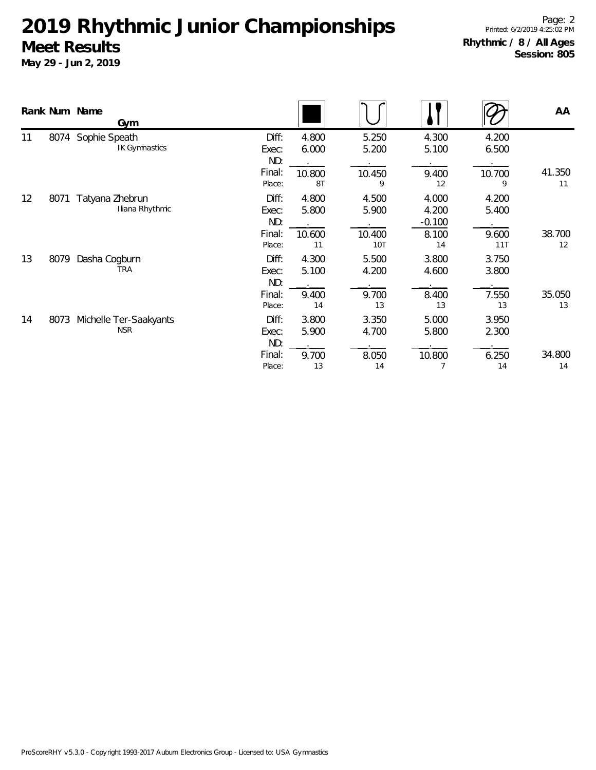# 2019 Rhythmic Junior Championships

## Meet Results

**May 29 - Jun 2, 2019**

**Rhythmic / 8 / All Ages**
**Session: 805**

| Rank | Num | Name / Gym | | Rope | Hoop | Clubs | Ribbon | AA |
|---|---|---|---|---|---|---|---|---|
| 11 | 8074 | Sophie Speath | Diff: | 4.800 | 5.250 | 4.300 | 4.200 | |
| | | IK Gymnastics | Exec: | 6.000 | 5.200 | 5.100 | 6.500 | |
| | | | ND: | | | | | |
| | | | Final: | 10.800 | 10.450 | 9.400 | 10.700 | 41.350 |
| | | | Place: | 8T | 9 | 12 | 9 | 11 |
| 12 | 8071 | Tatyana Zhebrun | Diff: | 4.800 | 4.500 | 4.000 | 4.200 | |
| | | Iliana Rhythmic | Exec: | 5.800 | 5.900 | 4.200 | 5.400 | |
| | | | ND: | | | -0.100 | | |
| | | | Final: | 10.600 | 10.400 | 8.100 | 9.600 | 38.700 |
| | | | Place: | 11 | 10T | 14 | 11T | 12 |
| 13 | 8079 | Dasha Cogburn | Diff: | 4.300 | 5.500 | 3.800 | 3.750 | |
| | | TRA | Exec: | 5.100 | 4.200 | 4.600 | 3.800 | |
| | | | ND: | | | | | |
| | | | Final: | 9.400 | 9.700 | 8.400 | 7.550 | 35.050 |
| | | | Place: | 14 | 13 | 13 | 13 | 13 |
| 14 | 8073 | Michelle Ter-Saakyants | Diff: | 3.800 | 3.350 | 5.000 | 3.950 | |
| | | NSR | Exec: | 5.900 | 4.700 | 5.800 | 2.300 | |
| | | | ND: | | | | | |
| | | | Final: | 9.700 | 8.050 | 10.800 | 6.250 | 34.800 |
| | | | Place: | 13 | 14 | 7 | 14 | 14 |

ProScoreRHY v5.3.0 - Copyright 1993-2017 Auburn Electronics Group - Licensed to: USA Gymnastics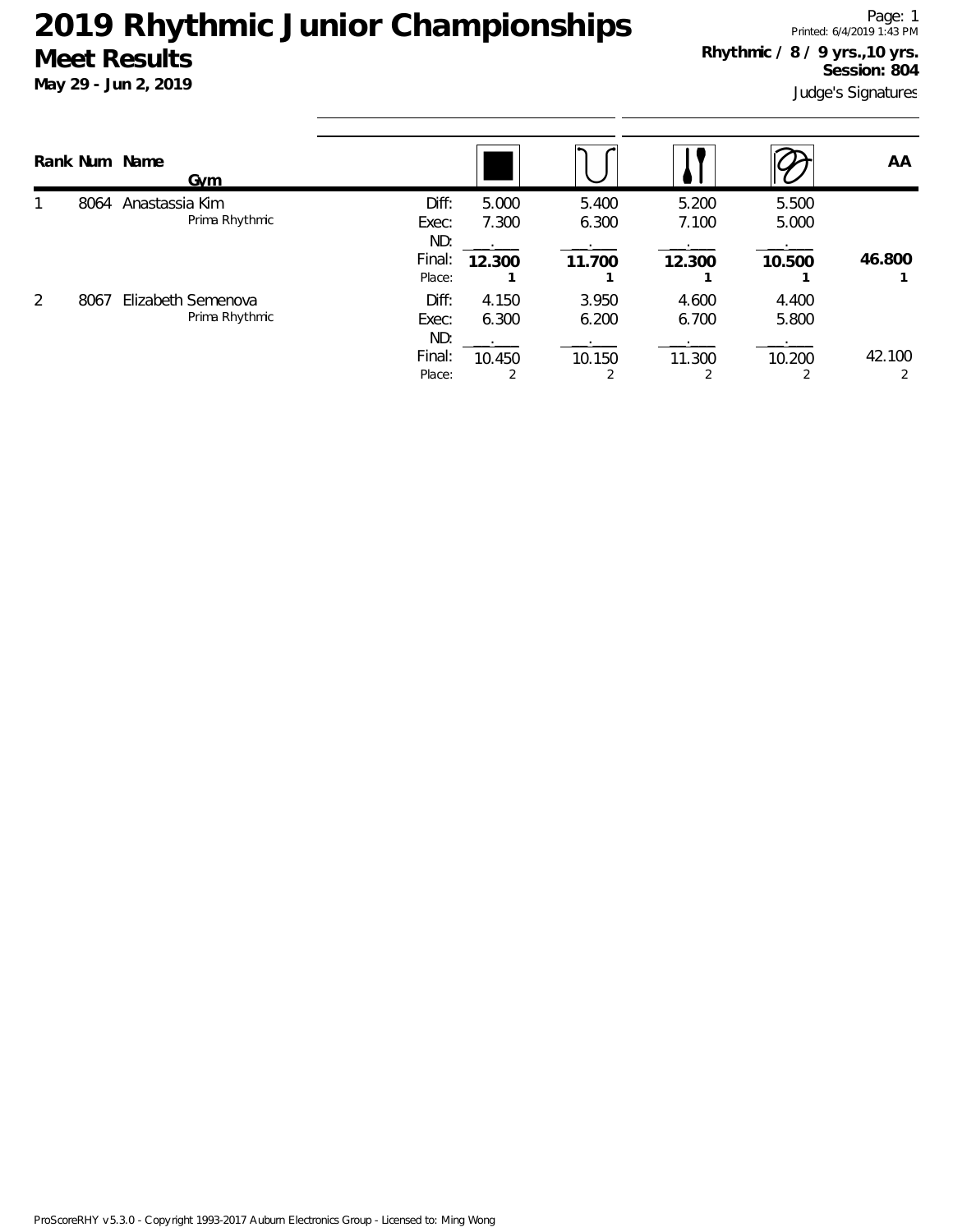# 2019 Rhythmic Junior Championships

## Meet Results

**May 29 - Jun 2, 2019**

Printed: 6/4/2019 1:43 PM

**Rhythmic / 8 / 9 yrs.,10 yrs.**
**Session: 804**

Judge's Signatures

| Rank | Num | Name / Gym | | Rope | Hoop | Clubs | Ribbon | AA |
|---|---|---|---|---|---|---|---|---|
| 1 | 8064 | Anastassia Kim | Diff: | 5.000 | 5.400 | 5.200 | 5.500 | |
| | | Prima Rhythmic | Exec: | 7.300 | 6.300 | 7.100 | 5.000 | |
| | | | ND: | \_\_.\_\_\_ | \_\_.\_\_\_ | \_\_.\_\_\_ | \_\_.\_\_\_ | |
| | | | Final: | **12.300** | **11.700** | **12.300** | **10.500** | **46.800** |
| | | | Place: | **1** | **1** | **1** | **1** | **1** |
| 2 | 8067 | Elizabeth Semenova | Diff: | 4.150 | 3.950 | 4.600 | 4.400 | |
| | | Prima Rhythmic | Exec: | 6.300 | 6.200 | 6.700 | 5.800 | |
| | | | ND: | \_\_.\_\_\_ | \_\_.\_\_\_ | \_\_.\_\_\_ | \_\_.\_\_\_ | |
| | | | Final: | 10.450 | 10.150 | 11.300 | 10.200 | 42.100 |
| | | | Place: | 2 | 2 | 2 | 2 | 2 |

ProScoreRHY v5.3.0 - Copyright 1993-2017 Auburn Electronics Group - Licensed to: Ming Wong